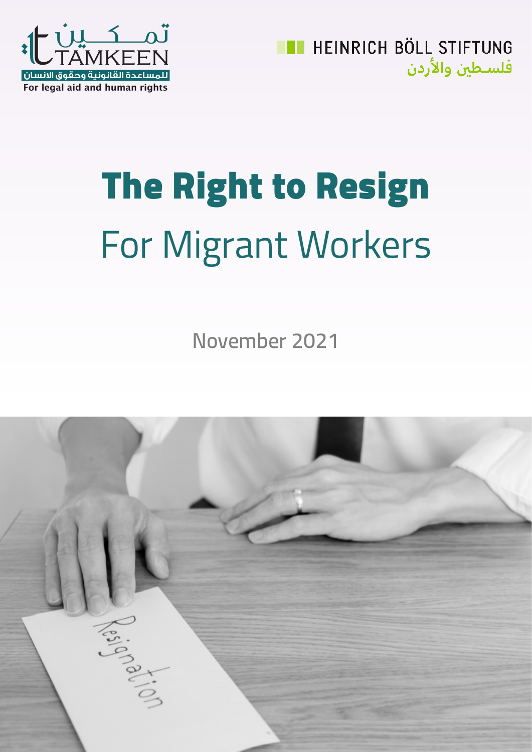Tamkeen
تمكين
TAMKEEN
للمساعدة القانونية وحقوق الانسان
For legal aid and human rights

HEINRICH BÖLL STIFTUNG
فلسطين والأردن

# The Right to Resign

## For Migrant Workers

November 2021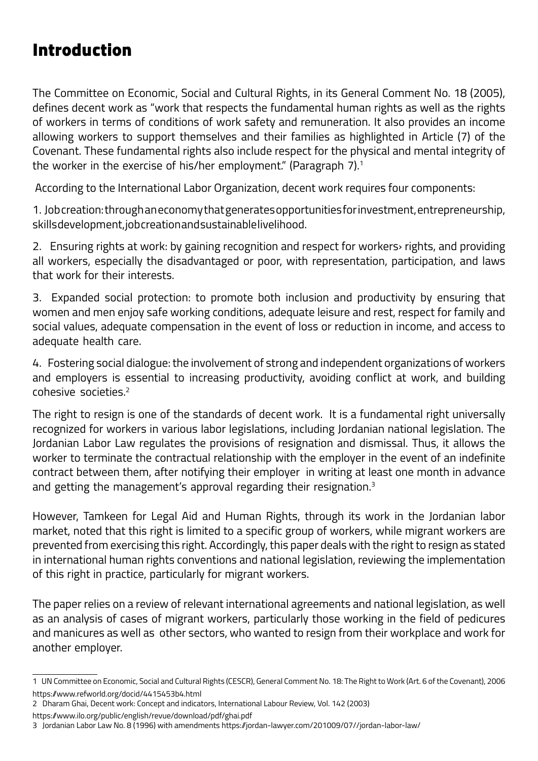# Introduction

The Committee on Economic, Social and Cultural Rights, in its General Comment No. 18 (2005), defines decent work as "work that respects the fundamental human rights as well as the rights of workers in terms of conditions of work safety and remuneration. It also provides an income allowing workers to support themselves and their families as highlighted in Article (7) of the Covenant. These fundamental rights also include respect for the physical and mental integrity of the worker in the exercise of his/her employment." (Paragraph 7).[1]

According to the International Labor Organization, decent work requires four components:

1. Job creation: through an economy that generates opportunities for investment, entrepreneurship, skills development, job creation and sustainable livelihood.

2. Ensuring rights at work: by gaining recognition and respect for workers› rights, and providing all workers, especially the disadvantaged or poor, with representation, participation, and laws that work for their interests.

3. Expanded social protection: to promote both inclusion and productivity by ensuring that women and men enjoy safe working conditions, adequate leisure and rest, respect for family and social values, adequate compensation in the event of loss or reduction in income, and access to adequate health care.

4. Fostering social dialogue: the involvement of strong and independent organizations of workers and employers is essential to increasing productivity, avoiding conflict at work, and building cohesive societies.[2]

The right to resign is one of the standards of decent work. It is a fundamental right universally recognized for workers in various labor legislations, including Jordanian national legislation. The Jordanian Labor Law regulates the provisions of resignation and dismissal. Thus, it allows the worker to terminate the contractual relationship with the employer in the event of an indefinite contract between them, after notifying their employer in writing at least one month in advance and getting the management's approval regarding their resignation.[3]

However, Tamkeen for Legal Aid and Human Rights, through its work in the Jordanian labor market, noted that this right is limited to a specific group of workers, while migrant workers are prevented from exercising this right. Accordingly, this paper deals with the right to resign as stated in international human rights conventions and national legislation, reviewing the implementation of this right in practice, particularly for migrant workers.

The paper relies on a review of relevant international agreements and national legislation, as well as an analysis of cases of migrant workers, particularly those working in the field of pedicures and manicures as well as other sectors, who wanted to resign from their workplace and work for another employer.

---

1 UN Committee on Economic, Social and Cultural Rights (CESCR), General Comment No. 18: The Right to Work (Art. 6 of the Covenant), 2006 https://www.refworld.org/docid/4415453b4.html

2 Dharam Ghai, Decent work: Concept and indicators, International Labour Review, Vol. 142 (2003) https://www.ilo.org/public/english/revue/download/pdf/ghai.pdf

3 Jordanian Labor Law No. 8 (1996) with amendments https://jordan-lawyer.com/201009/07//jordan-labor-law/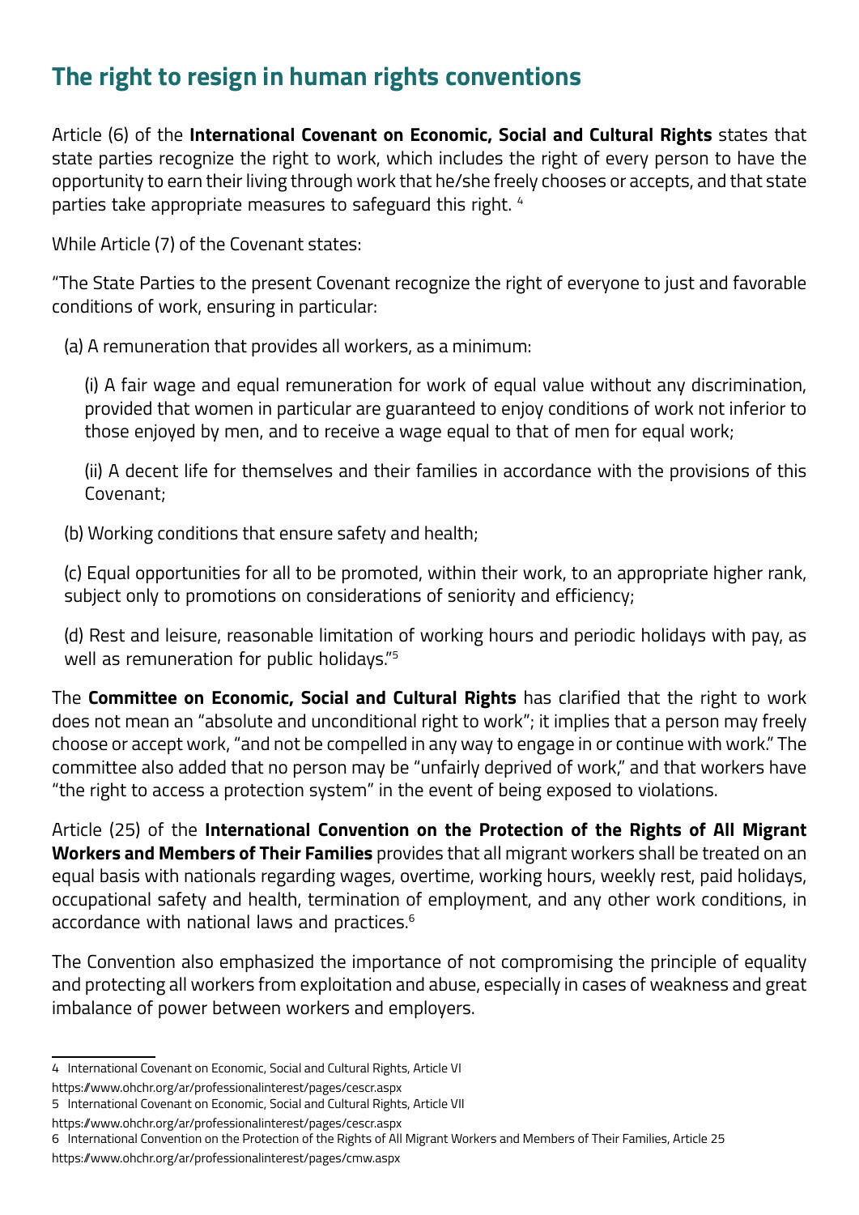## The right to resign in human rights conventions

Article (6) of the **International Covenant on Economic, Social and Cultural Rights** states that state parties recognize the right to work, which includes the right of every person to have the opportunity to earn their living through work that he/she freely chooses or accepts, and that state parties take appropriate measures to safeguard this right. [4]

While Article (7) of the Covenant states:

"The State Parties to the present Covenant recognize the right of everyone to just and favorable conditions of work, ensuring in particular:

(a) A remuneration that provides all workers, as a minimum:

(i) A fair wage and equal remuneration for work of equal value without any discrimination, provided that women in particular are guaranteed to enjoy conditions of work not inferior to those enjoyed by men, and to receive a wage equal to that of men for equal work;

(ii) A decent life for themselves and their families in accordance with the provisions of this Covenant;

(b) Working conditions that ensure safety and health;

(c) Equal opportunities for all to be promoted, within their work, to an appropriate higher rank, subject only to promotions on considerations of seniority and efficiency;

(d) Rest and leisure, reasonable limitation of working hours and periodic holidays with pay, as well as remuneration for public holidays."[5]

The **Committee on Economic, Social and Cultural Rights** has clarified that the right to work does not mean an "absolute and unconditional right to work"; it implies that a person may freely choose or accept work, "and not be compelled in any way to engage in or continue with work." The committee also added that no person may be "unfairly deprived of work," and that workers have "the right to access a protection system" in the event of being exposed to violations.

Article (25) of the **International Convention on the Protection of the Rights of All Migrant Workers and Members of Their Families** provides that all migrant workers shall be treated on an equal basis with nationals regarding wages, overtime, working hours, weekly rest, paid holidays, occupational safety and health, termination of employment, and any other work conditions, in accordance with national laws and practices.[6]

The Convention also emphasized the importance of not compromising the principle of equality and protecting all workers from exploitation and abuse, especially in cases of weakness and great imbalance of power between workers and employers.

---

4 International Covenant on Economic, Social and Cultural Rights, Article VI
https://www.ohchr.org/ar/professionalinterest/pages/cescr.aspx

5 International Covenant on Economic, Social and Cultural Rights, Article VII
https://www.ohchr.org/ar/professionalinterest/pages/cescr.aspx

6 International Convention on the Protection of the Rights of All Migrant Workers and Members of Their Families, Article 25
https://www.ohchr.org/ar/professionalinterest/pages/cmw.aspx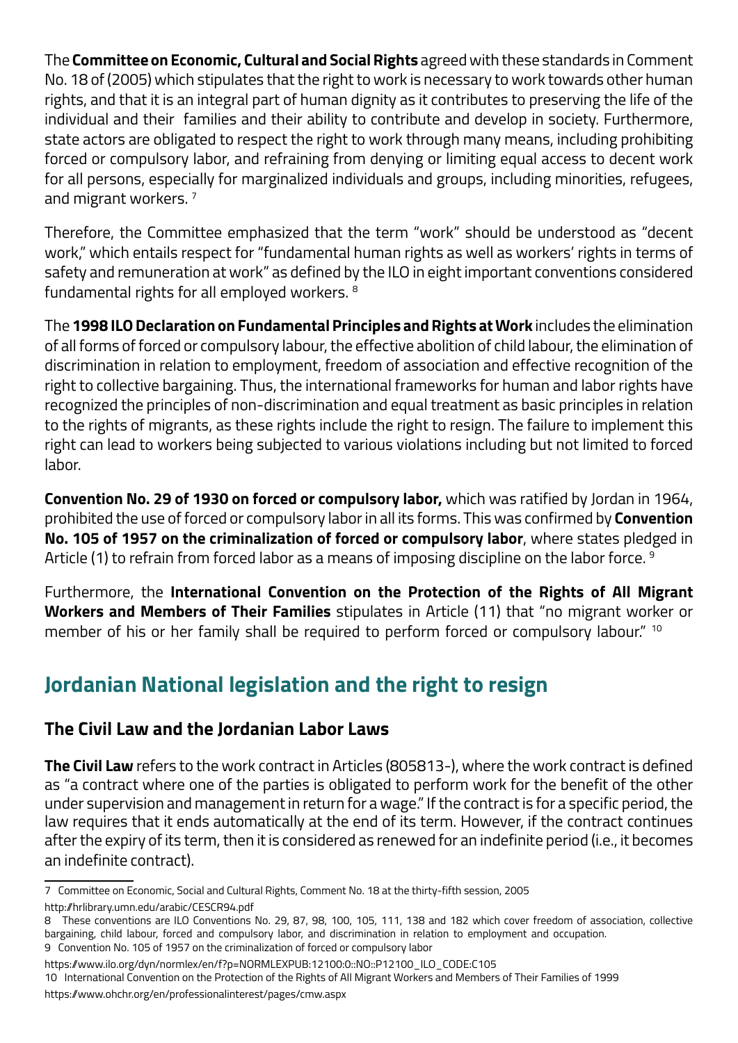The **Committee on Economic, Cultural and Social Rights** agreed with these standards in Comment No. 18 of (2005) which stipulates that the right to work is necessary to work towards other human rights, and that it is an integral part of human dignity as it contributes to preserving the life of the individual and their families and their ability to contribute and develop in society. Furthermore, state actors are obligated to respect the right to work through many means, including prohibiting forced or compulsory labor, and refraining from denying or limiting equal access to decent work for all persons, especially for marginalized individuals and groups, including minorities, refugees, and migrant workers. [7]

Therefore, the Committee emphasized that the term "work" should be understood as "decent work," which entails respect for "fundamental human rights as well as workers' rights in terms of safety and remuneration at work" as defined by the ILO in eight important conventions considered fundamental rights for all employed workers. [8]

The **1998 ILO Declaration on Fundamental Principles and Rights at Work** includes the elimination of all forms of forced or compulsory labour, the effective abolition of child labour, the elimination of discrimination in relation to employment, freedom of association and effective recognition of the right to collective bargaining. Thus, the international frameworks for human and labor rights have recognized the principles of non-discrimination and equal treatment as basic principles in relation to the rights of migrants, as these rights include the right to resign. The failure to implement this right can lead to workers being subjected to various violations including but not limited to forced labor.

**Convention No. 29 of 1930 on forced or compulsory labor,** which was ratified by Jordan in 1964, prohibited the use of forced or compulsory labor in all its forms. This was confirmed by **Convention No. 105 of 1957 on the criminalization of forced or compulsory labor**, where states pledged in Article (1) to refrain from forced labor as a means of imposing discipline on the labor force. [9]

Furthermore, the **International Convention on the Protection of the Rights of All Migrant Workers and Members of Their Families** stipulates in Article (11) that "no migrant worker or member of his or her family shall be required to perform forced or compulsory labour." [10]

## Jordanian National legislation and the right to resign

### The Civil Law and the Jordanian Labor Laws

**The Civil Law** refers to the work contract in Articles (805813-), where the work contract is defined as "a contract where one of the parties is obligated to perform work for the benefit of the other under supervision and management in return for a wage." If the contract is for a specific period, the law requires that it ends automatically at the end of its term. However, if the contract continues after the expiry of its term, then it is considered as renewed for an indefinite period (i.e., it becomes an indefinite contract).

---

7 Committee on Economic, Social and Cultural Rights, Comment No. 18 at the thirty-fifth session, 2005
http://hrlibrary.umn.edu/arabic/CESCR94.pdf

8 These conventions are ILO Conventions No. 29, 87, 98, 100, 105, 111, 138 and 182 which cover freedom of association, collective bargaining, child labour, forced and compulsory labor, and discrimination in relation to employment and occupation.

9 Convention No. 105 of 1957 on the criminalization of forced or compulsory labor
https://www.ilo.org/dyn/normlex/en/f?p=NORMLEXPUB:12100:0::NO::P12100_ILO_CODE:C105

10 International Convention on the Protection of the Rights of All Migrant Workers and Members of Their Families of 1999
https://www.ohchr.org/en/professionalinterest/pages/cmw.aspx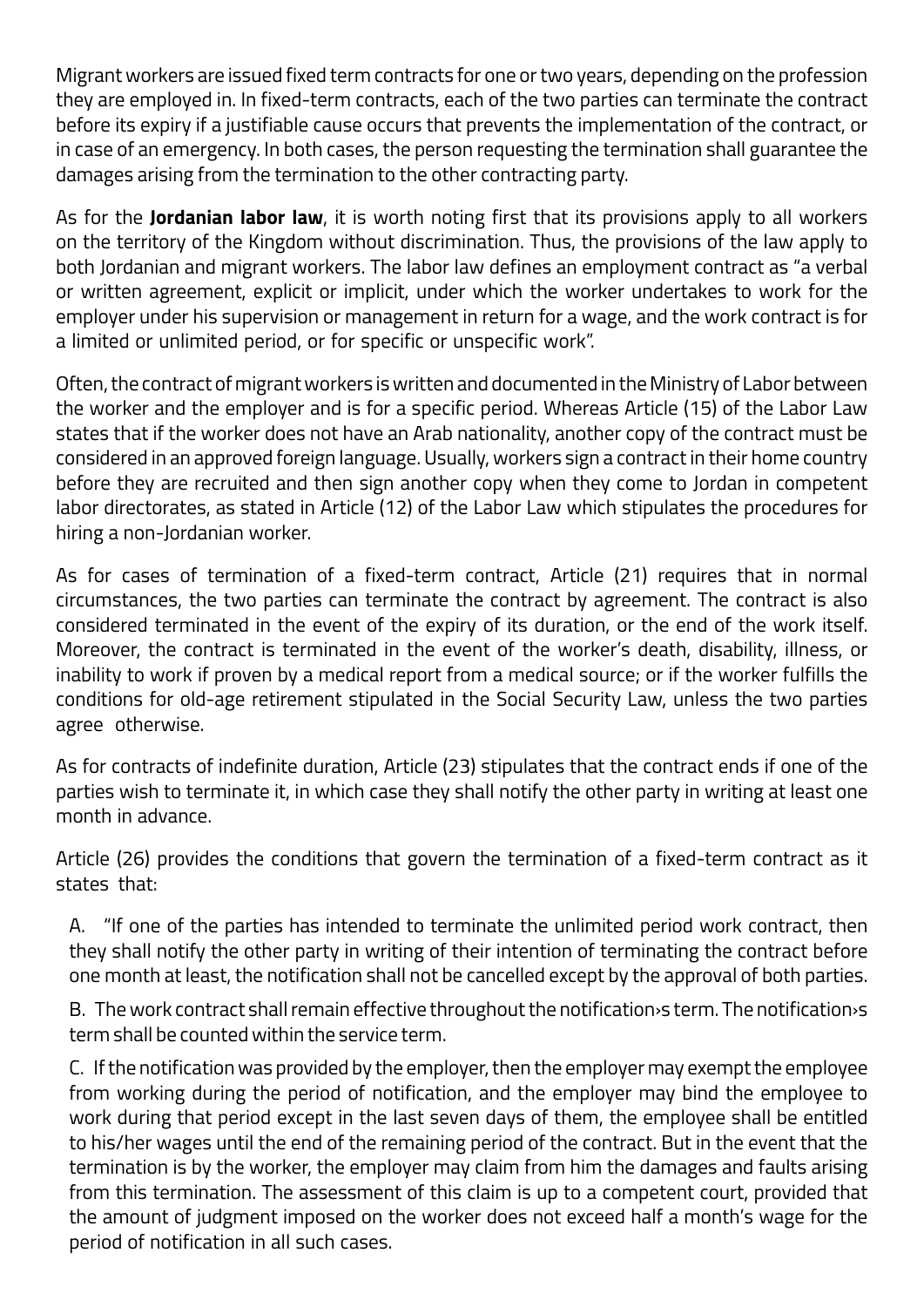Migrant workers are issued fixed term contracts for one or two years, depending on the profession they are employed in. In fixed-term contracts, each of the two parties can terminate the contract before its expiry if a justifiable cause occurs that prevents the implementation of the contract, or in case of an emergency. In both cases, the person requesting the termination shall guarantee the damages arising from the termination to the other contracting party.

As for the **Jordanian labor law**, it is worth noting first that its provisions apply to all workers on the territory of the Kingdom without discrimination. Thus, the provisions of the law apply to both Jordanian and migrant workers. The labor law defines an employment contract as "a verbal or written agreement, explicit or implicit, under which the worker undertakes to work for the employer under his supervision or management in return for a wage, and the work contract is for a limited or unlimited period, or for specific or unspecific work".

Often, the contract of migrant workers is written and documented in the Ministry of Labor between the worker and the employer and is for a specific period. Whereas Article (15) of the Labor Law states that if the worker does not have an Arab nationality, another copy of the contract must be considered in an approved foreign language. Usually, workers sign a contract in their home country before they are recruited and then sign another copy when they come to Jordan in competent labor directorates, as stated in Article (12) of the Labor Law which stipulates the procedures for hiring a non-Jordanian worker.

As for cases of termination of a fixed-term contract, Article (21) requires that in normal circumstances, the two parties can terminate the contract by agreement. The contract is also considered terminated in the event of the expiry of its duration, or the end of the work itself. Moreover, the contract is terminated in the event of the worker's death, disability, illness, or inability to work if proven by a medical report from a medical source; or if the worker fulfills the conditions for old-age retirement stipulated in the Social Security Law, unless the two parties agree otherwise.

As for contracts of indefinite duration, Article (23) stipulates that the contract ends if one of the parties wish to terminate it, in which case they shall notify the other party in writing at least one month in advance.

Article (26) provides the conditions that govern the termination of a fixed-term contract as it states that:

A. "If one of the parties has intended to terminate the unlimited period work contract, then they shall notify the other party in writing of their intention of terminating the contract before one month at least, the notification shall not be cancelled except by the approval of both parties.

B. The work contract shall remain effective throughout the notification›s term. The notification›s term shall be counted within the service term.

C. If the notification was provided by the employer, then the employer may exempt the employee from working during the period of notification, and the employer may bind the employee to work during that period except in the last seven days of them, the employee shall be entitled to his/her wages until the end of the remaining period of the contract. But in the event that the termination is by the worker, the employer may claim from him the damages and faults arising from this termination. The assessment of this claim is up to a competent court, provided that the amount of judgment imposed on the worker does not exceed half a month's wage for the period of notification in all such cases.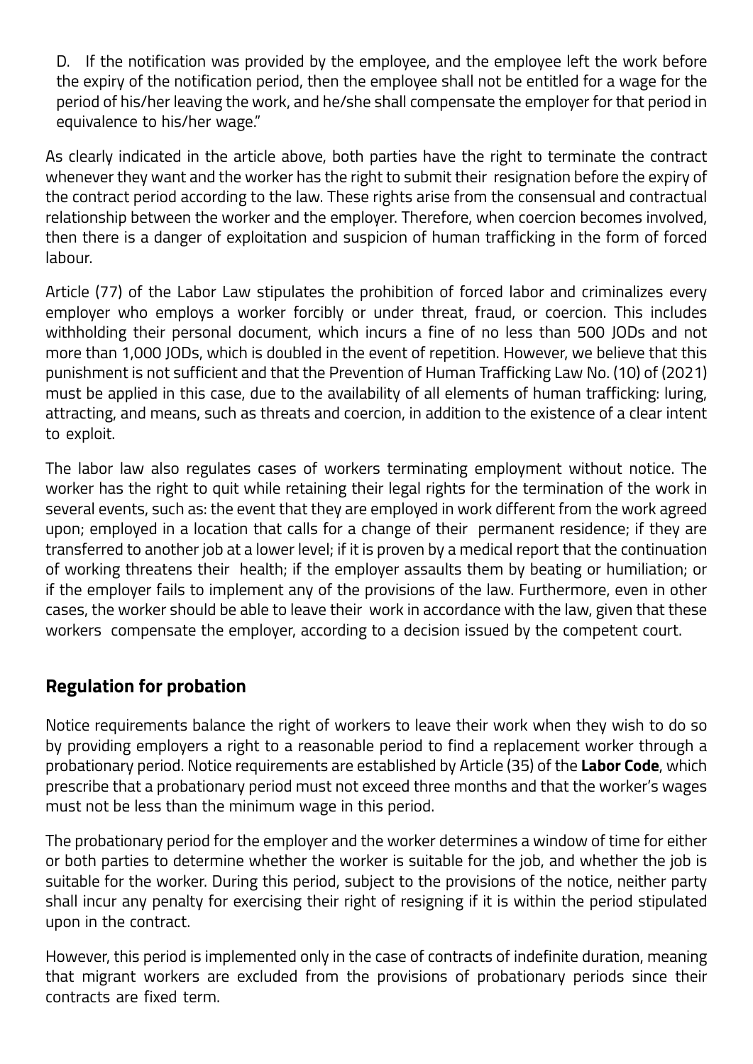D. If the notification was provided by the employee, and the employee left the work before the expiry of the notification period, then the employee shall not be entitled for a wage for the period of his/her leaving the work, and he/she shall compensate the employer for that period in equivalence to his/her wage."

As clearly indicated in the article above, both parties have the right to terminate the contract whenever they want and the worker has the right to submit their resignation before the expiry of the contract period according to the law. These rights arise from the consensual and contractual relationship between the worker and the employer. Therefore, when coercion becomes involved, then there is a danger of exploitation and suspicion of human trafficking in the form of forced labour.

Article (77) of the Labor Law stipulates the prohibition of forced labor and criminalizes every employer who employs a worker forcibly or under threat, fraud, or coercion. This includes withholding their personal document, which incurs a fine of no less than 500 JODs and not more than 1,000 JODs, which is doubled in the event of repetition. However, we believe that this punishment is not sufficient and that the Prevention of Human Trafficking Law No. (10) of (2021) must be applied in this case, due to the availability of all elements of human trafficking: luring, attracting, and means, such as threats and coercion, in addition to the existence of a clear intent to exploit.

The labor law also regulates cases of workers terminating employment without notice. The worker has the right to quit while retaining their legal rights for the termination of the work in several events, such as: the event that they are employed in work different from the work agreed upon; employed in a location that calls for a change of their permanent residence; if they are transferred to another job at a lower level; if it is proven by a medical report that the continuation of working threatens their health; if the employer assaults them by beating or humiliation; or if the employer fails to implement any of the provisions of the law. Furthermore, even in other cases, the worker should be able to leave their work in accordance with the law, given that these workers compensate the employer, according to a decision issued by the competent court.

## Regulation for probation

Notice requirements balance the right of workers to leave their work when they wish to do so by providing employers a right to a reasonable period to find a replacement worker through a probationary period. Notice requirements are established by Article (35) of the **Labor Code**, which prescribe that a probationary period must not exceed three months and that the worker's wages must not be less than the minimum wage in this period.

The probationary period for the employer and the worker determines a window of time for either or both parties to determine whether the worker is suitable for the job, and whether the job is suitable for the worker. During this period, subject to the provisions of the notice, neither party shall incur any penalty for exercising their right of resigning if it is within the period stipulated upon in the contract.

However, this period is implemented only in the case of contracts of indefinite duration, meaning that migrant workers are excluded from the provisions of probationary periods since their contracts are fixed term.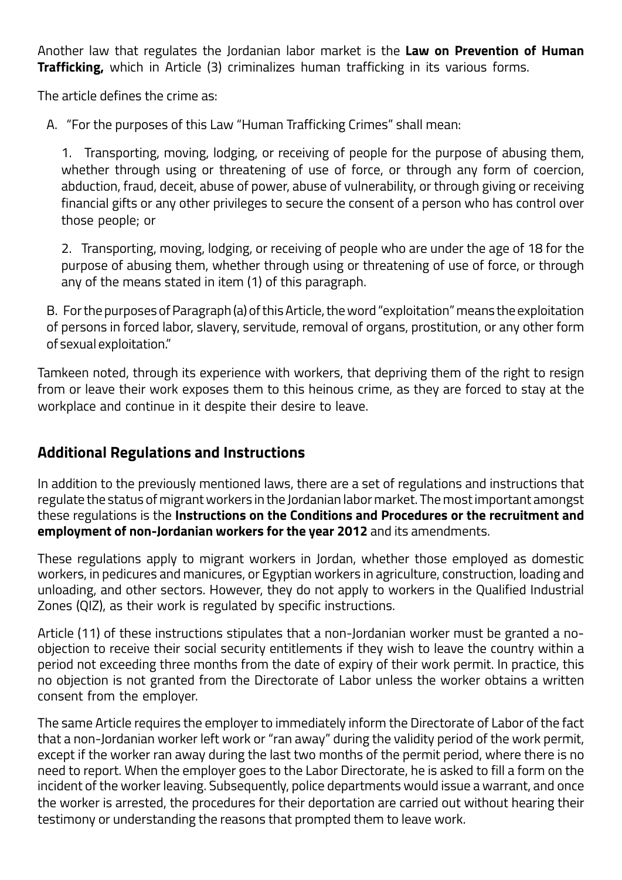Another law that regulates the Jordanian labor market is the **Law on Prevention of Human Trafficking,** which in Article (3) criminalizes human trafficking in its various forms.

The article defines the crime as:

A. "For the purposes of this Law "Human Trafficking Crimes" shall mean:

1. Transporting, moving, lodging, or receiving of people for the purpose of abusing them, whether through using or threatening of use of force, or through any form of coercion, abduction, fraud, deceit, abuse of power, abuse of vulnerability, or through giving or receiving financial gifts or any other privileges to secure the consent of a person who has control over those people; or

2. Transporting, moving, lodging, or receiving of people who are under the age of 18 for the purpose of abusing them, whether through using or threatening of use of force, or through any of the means stated in item (1) of this paragraph.

B. For the purposes of Paragraph (a) of this Article, the word "exploitation" means the exploitation of persons in forced labor, slavery, servitude, removal of organs, prostitution, or any other form of sexual exploitation."

Tamkeen noted, through its experience with workers, that depriving them of the right to resign from or leave their work exposes them to this heinous crime, as they are forced to stay at the workplace and continue in it despite their desire to leave.

## Additional Regulations and Instructions

In addition to the previously mentioned laws, there are a set of regulations and instructions that regulate the status of migrant workers in the Jordanian labor market. The most important amongst these regulations is the **Instructions on the Conditions and Procedures or the recruitment and employment of non-Jordanian workers for the year 2012** and its amendments.

These regulations apply to migrant workers in Jordan, whether those employed as domestic workers, in pedicures and manicures, or Egyptian workers in agriculture, construction, loading and unloading, and other sectors. However, they do not apply to workers in the Qualified Industrial Zones (QIZ), as their work is regulated by specific instructions.

Article (11) of these instructions stipulates that a non-Jordanian worker must be granted a no-objection to receive their social security entitlements if they wish to leave the country within a period not exceeding three months from the date of expiry of their work permit. In practice, this no objection is not granted from the Directorate of Labor unless the worker obtains a written consent from the employer.

The same Article requires the employer to immediately inform the Directorate of Labor of the fact that a non-Jordanian worker left work or "ran away" during the validity period of the work permit, except if the worker ran away during the last two months of the permit period, where there is no need to report. When the employer goes to the Labor Directorate, he is asked to fill a form on the incident of the worker leaving. Subsequently, police departments would issue a warrant, and once the worker is arrested, the procedures for their deportation are carried out without hearing their testimony or understanding the reasons that prompted them to leave work.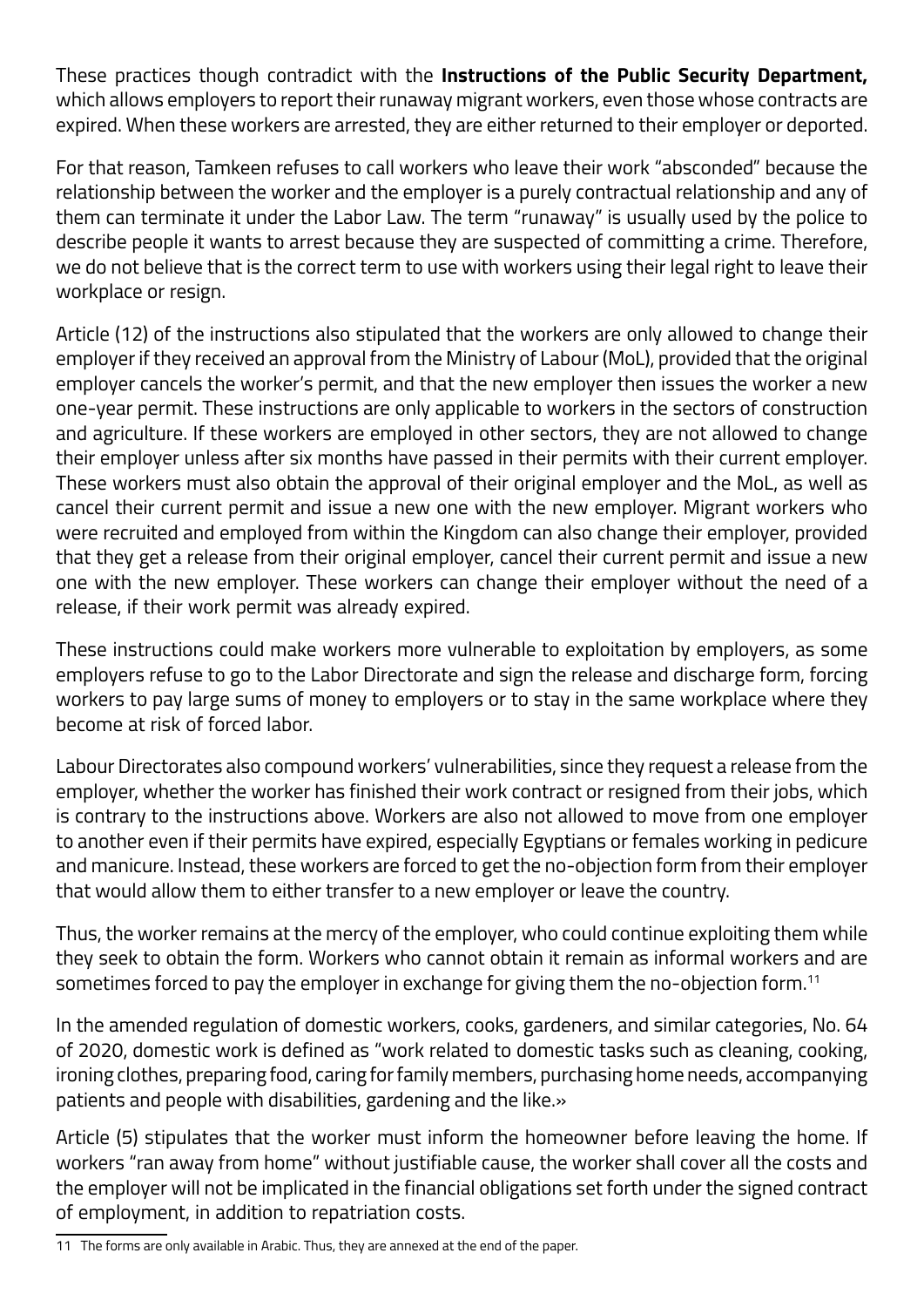These practices though contradict with the **Instructions of the Public Security Department,** which allows employers to report their runaway migrant workers, even those whose contracts are expired. When these workers are arrested, they are either returned to their employer or deported.

For that reason, Tamkeen refuses to call workers who leave their work "absconded" because the relationship between the worker and the employer is a purely contractual relationship and any of them can terminate it under the Labor Law. The term "runaway" is usually used by the police to describe people it wants to arrest because they are suspected of committing a crime. Therefore, we do not believe that is the correct term to use with workers using their legal right to leave their workplace or resign.

Article (12) of the instructions also stipulated that the workers are only allowed to change their employer if they received an approval from the Ministry of Labour (MoL), provided that the original employer cancels the worker's permit, and that the new employer then issues the worker a new one-year permit. These instructions are only applicable to workers in the sectors of construction and agriculture. If these workers are employed in other sectors, they are not allowed to change their employer unless after six months have passed in their permits with their current employer. These workers must also obtain the approval of their original employer and the MoL, as well as cancel their current permit and issue a new one with the new employer. Migrant workers who were recruited and employed from within the Kingdom can also change their employer, provided that they get a release from their original employer, cancel their current permit and issue a new one with the new employer. These workers can change their employer without the need of a release, if their work permit was already expired.

These instructions could make workers more vulnerable to exploitation by employers, as some employers refuse to go to the Labor Directorate and sign the release and discharge form, forcing workers to pay large sums of money to employers or to stay in the same workplace where they become at risk of forced labor.

Labour Directorates also compound workers' vulnerabilities, since they request a release from the employer, whether the worker has finished their work contract or resigned from their jobs, which is contrary to the instructions above. Workers are also not allowed to move from one employer to another even if their permits have expired, especially Egyptians or females working in pedicure and manicure. Instead, these workers are forced to get the no-objection form from their employer that would allow them to either transfer to a new employer or leave the country.

Thus, the worker remains at the mercy of the employer, who could continue exploiting them while they seek to obtain the form. Workers who cannot obtain it remain as informal workers and are sometimes forced to pay the employer in exchange for giving them the no-objection form.[11]

In the amended regulation of domestic workers, cooks, gardeners, and similar categories, No. 64 of 2020, domestic work is defined as "work related to domestic tasks such as cleaning, cooking, ironing clothes, preparing food, caring for family members, purchasing home needs, accompanying patients and people with disabilities, gardening and the like.»

Article (5) stipulates that the worker must inform the homeowner before leaving the home. If workers "ran away from home" without justifiable cause, the worker shall cover all the costs and the employer will not be implicated in the financial obligations set forth under the signed contract of employment, in addition to repatriation costs.

---

11 The forms are only available in Arabic. Thus, they are annexed at the end of the paper.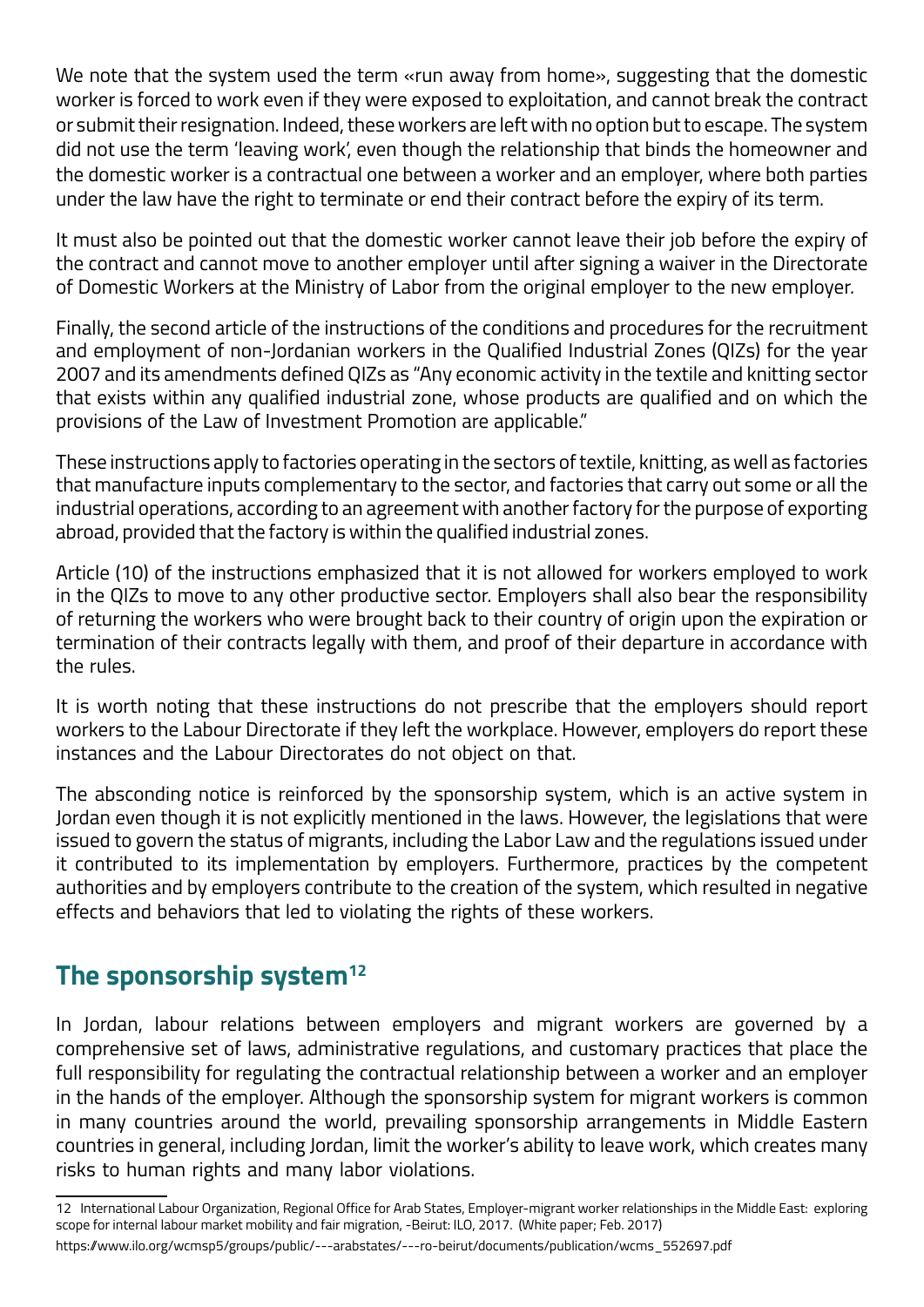We note that the system used the term «run away from home», suggesting that the domestic worker is forced to work even if they were exposed to exploitation, and cannot break the contract or submit their resignation. Indeed, these workers are left with no option but to escape. The system did not use the term 'leaving work', even though the relationship that binds the homeowner and the domestic worker is a contractual one between a worker and an employer, where both parties under the law have the right to terminate or end their contract before the expiry of its term.

It must also be pointed out that the domestic worker cannot leave their job before the expiry of the contract and cannot move to another employer until after signing a waiver in the Directorate of Domestic Workers at the Ministry of Labor from the original employer to the new employer.

Finally, the second article of the instructions of the conditions and procedures for the recruitment and employment of non-Jordanian workers in the Qualified Industrial Zones (QIZs) for the year 2007 and its amendments defined QIZs as "Any economic activity in the textile and knitting sector that exists within any qualified industrial zone, whose products are qualified and on which the provisions of the Law of Investment Promotion are applicable."

These instructions apply to factories operating in the sectors of textile, knitting, as well as factories that manufacture inputs complementary to the sector, and factories that carry out some or all the industrial operations, according to an agreement with another factory for the purpose of exporting abroad, provided that the factory is within the qualified industrial zones.

Article (10) of the instructions emphasized that it is not allowed for workers employed to work in the QIZs to move to any other productive sector. Employers shall also bear the responsibility of returning the workers who were brought back to their country of origin upon the expiration or termination of their contracts legally with them, and proof of their departure in accordance with the rules.

It is worth noting that these instructions do not prescribe that the employers should report workers to the Labour Directorate if they left the workplace. However, employers do report these instances and the Labour Directorates do not object on that.

The absconding notice is reinforced by the sponsorship system, which is an active system in Jordan even though it is not explicitly mentioned in the laws. However, the legislations that were issued to govern the status of migrants, including the Labor Law and the regulations issued under it contributed to its implementation by employers. Furthermore, practices by the competent authorities and by employers contribute to the creation of the system, which resulted in negative effects and behaviors that led to violating the rights of these workers.

## The sponsorship system[12]

In Jordan, labour relations between employers and migrant workers are governed by a comprehensive set of laws, administrative regulations, and customary practices that place the full responsibility for regulating the contractual relationship between a worker and an employer in the hands of the employer. Although the sponsorship system for migrant workers is common in many countries around the world, prevailing sponsorship arrangements in Middle Eastern countries in general, including Jordan, limit the worker's ability to leave work, which creates many risks to human rights and many labor violations.

---

12 International Labour Organization, Regional Office for Arab States, Employer-migrant worker relationships in the Middle East: exploring scope for internal labour market mobility and fair migration, -Beirut: ILO, 2017. (White paper; Feb. 2017)

https://www.ilo.org/wcmsp5/groups/public/---arabstates/---ro-beirut/documents/publication/wcms_552697.pdf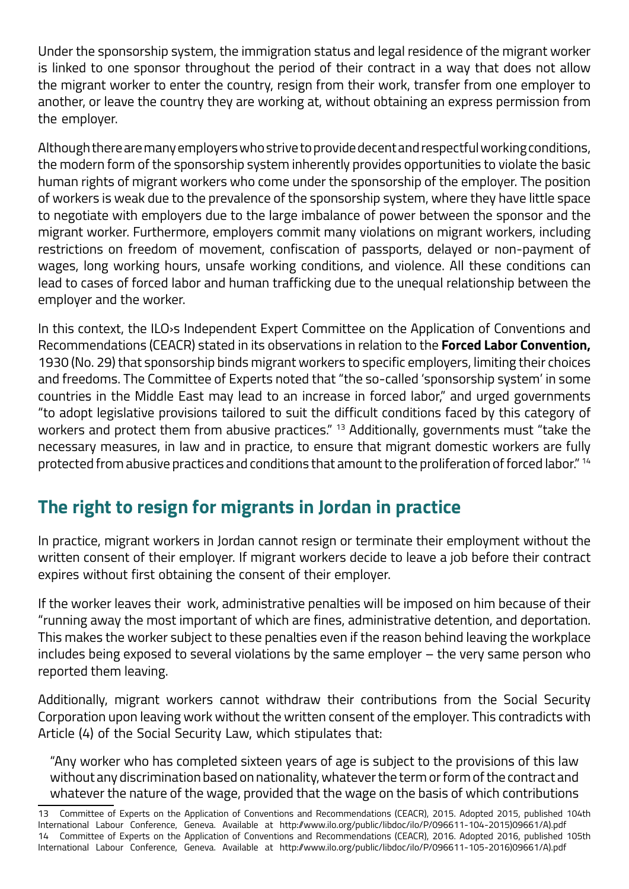Under the sponsorship system, the immigration status and legal residence of the migrant worker is linked to one sponsor throughout the period of their contract in a way that does not allow the migrant worker to enter the country, resign from their work, transfer from one employer to another, or leave the country they are working at, without obtaining an express permission from the employer.

Although there are many employers who strive to provide decent and respectful working conditions, the modern form of the sponsorship system inherently provides opportunities to violate the basic human rights of migrant workers who come under the sponsorship of the employer. The position of workers is weak due to the prevalence of the sponsorship system, where they have little space to negotiate with employers due to the large imbalance of power between the sponsor and the migrant worker. Furthermore, employers commit many violations on migrant workers, including restrictions on freedom of movement, confiscation of passports, delayed or non-payment of wages, long working hours, unsafe working conditions, and violence. All these conditions can lead to cases of forced labor and human trafficking due to the unequal relationship between the employer and the worker.

In this context, the ILO›s Independent Expert Committee on the Application of Conventions and Recommendations (CEACR) stated in its observations in relation to the **Forced Labor Convention,** 1930 (No. 29) that sponsorship binds migrant workers to specific employers, limiting their choices and freedoms. The Committee of Experts noted that "the so-called 'sponsorship system' in some countries in the Middle East may lead to an increase in forced labor," and urged governments "to adopt legislative provisions tailored to suit the difficult conditions faced by this category of workers and protect them from abusive practices." [13] Additionally, governments must "take the necessary measures, in law and in practice, to ensure that migrant domestic workers are fully protected from abusive practices and conditions that amount to the proliferation of forced labor." [14]

## The right to resign for migrants in Jordan in practice

In practice, migrant workers in Jordan cannot resign or terminate their employment without the written consent of their employer. If migrant workers decide to leave a job before their contract expires without first obtaining the consent of their employer.

If the worker leaves their work, administrative penalties will be imposed on him because of their "running away the most important of which are fines, administrative detention, and deportation. This makes the worker subject to these penalties even if the reason behind leaving the workplace includes being exposed to several violations by the same employer – the very same person who reported them leaving.

Additionally, migrant workers cannot withdraw their contributions from the Social Security Corporation upon leaving work without the written consent of the employer. This contradicts with Article (4) of the Social Security Law, which stipulates that:

> "Any worker who has completed sixteen years of age is subject to the provisions of this law without any discrimination based on nationality, whatever the term or form of the contract and whatever the nature of the wage, provided that the wage on the basis of which contributions

13 Committee of Experts on the Application of Conventions and Recommendations (CEACR), 2015. Adopted 2015, published 104th International Labour Conference, Geneva. Available at http://www.ilo.org/public/libdoc/ilo/P/09661/1-104-2015)09661/A).pdf

14 Committee of Experts on the Application of Conventions and Recommendations (CEACR), 2016. Adopted 2016, published 105th International Labour Conference, Geneva. Available at http://www.ilo.org/public/libdoc/ilo/P/09661/1-105-2016)09661/A).pdf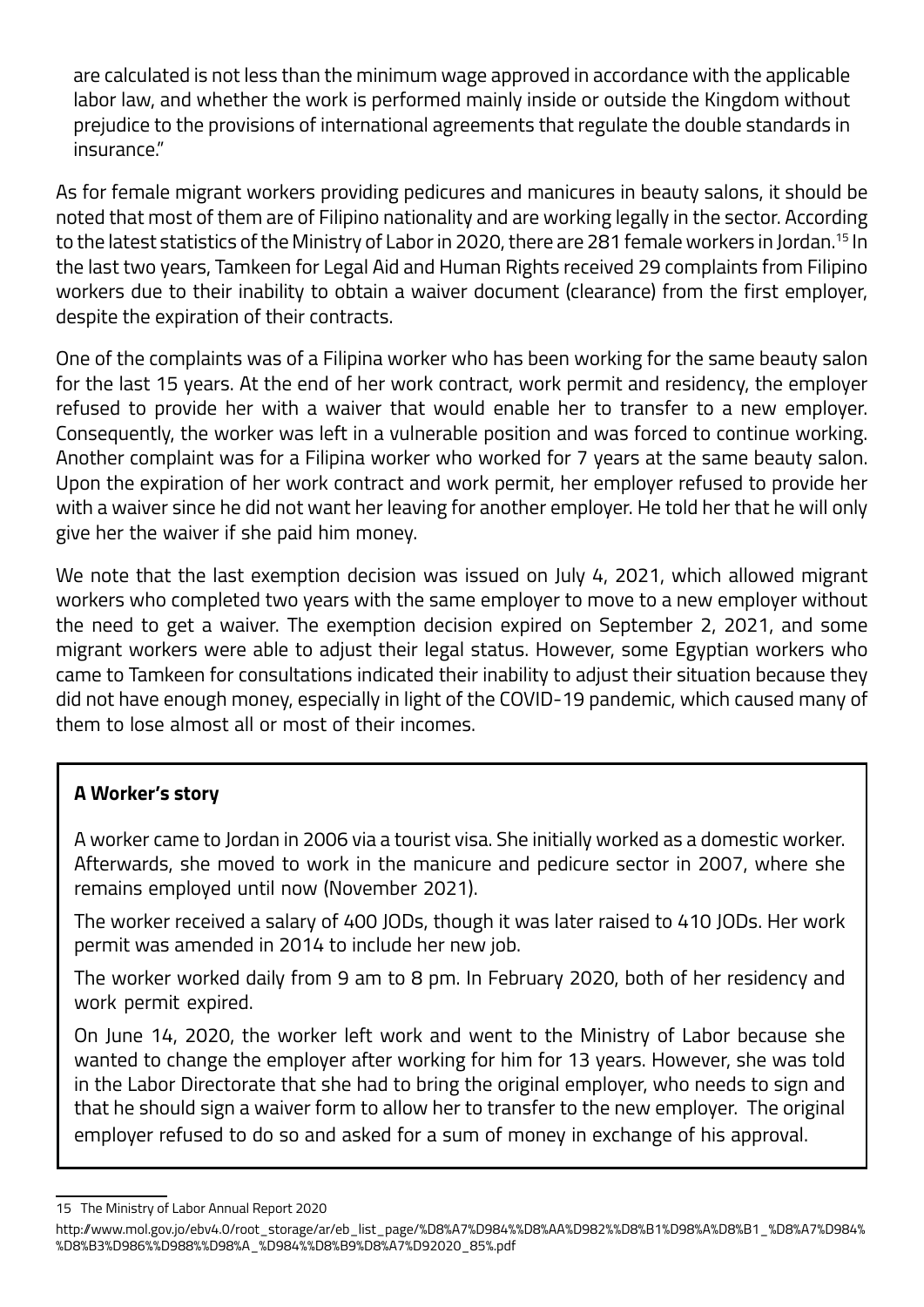are calculated is not less than the minimum wage approved in accordance with the applicable labor law, and whether the work is performed mainly inside or outside the Kingdom without prejudice to the provisions of international agreements that regulate the double standards in insurance."

As for female migrant workers providing pedicures and manicures in beauty salons, it should be noted that most of them are of Filipino nationality and are working legally in the sector. According to the latest statistics of the Ministry of Labor in 2020, there are 281 female workers in Jordan.[15] In the last two years, Tamkeen for Legal Aid and Human Rights received 29 complaints from Filipino workers due to their inability to obtain a waiver document (clearance) from the first employer, despite the expiration of their contracts.

One of the complaints was of a Filipina worker who has been working for the same beauty salon for the last 15 years. At the end of her work contract, work permit and residency, the employer refused to provide her with a waiver that would enable her to transfer to a new employer. Consequently, the worker was left in a vulnerable position and was forced to continue working. Another complaint was for a Filipina worker who worked for 7 years at the same beauty salon. Upon the expiration of her work contract and work permit, her employer refused to provide her with a waiver since he did not want her leaving for another employer. He told her that he will only give her the waiver if she paid him money.

We note that the last exemption decision was issued on July 4, 2021, which allowed migrant workers who completed two years with the same employer to move to a new employer without the need to get a waiver. The exemption decision expired on September 2, 2021, and some migrant workers were able to adjust their legal status. However, some Egyptian workers who came to Tamkeen for consultations indicated their inability to adjust their situation because they did not have enough money, especially in light of the COVID-19 pandemic, which caused many of them to lose almost all or most of their incomes.

**A Worker's story**

A worker came to Jordan in 2006 via a tourist visa. She initially worked as a domestic worker. Afterwards, she moved to work in the manicure and pedicure sector in 2007, where she remains employed until now (November 2021).

The worker received a salary of 400 JODs, though it was later raised to 410 JODs. Her work permit was amended in 2014 to include her new job.

The worker worked daily from 9 am to 8 pm. In February 2020, both of her residency and work permit expired.

On June 14, 2020, the worker left work and went to the Ministry of Labor because she wanted to change the employer after working for him for 13 years. However, she was told in the Labor Directorate that she had to bring the original employer, who needs to sign and that he should sign a waiver form to allow her to transfer to the new employer. The original employer refused to do so and asked for a sum of money in exchange of his approval.

---

15 The Ministry of Labor Annual Report 2020

http://www.mol.gov.jo/ebv4.0/root_storage/ar/eb_list_page/%D8%A7%D984%%D8%AA%D982%%D8%B1%D98%A%D8%B1_%D8%A7%D984%%D8%B3%D986%%D988%%D98%A_%D984%%D8%B9%D8%A7%D92020_85%.pdf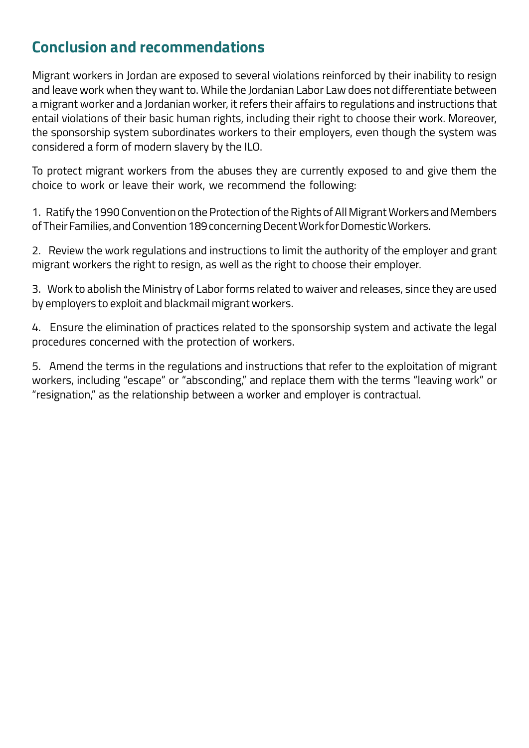## Conclusion and recommendations

Migrant workers in Jordan are exposed to several violations reinforced by their inability to resign and leave work when they want to. While the Jordanian Labor Law does not differentiate between a migrant worker and a Jordanian worker, it refers their affairs to regulations and instructions that entail violations of their basic human rights, including their right to choose their work. Moreover, the sponsorship system subordinates workers to their employers, even though the system was considered a form of modern slavery by the ILO.

To protect migrant workers from the abuses they are currently exposed to and give them the choice to work or leave their work, we recommend the following:

1. Ratify the 1990 Convention on the Protection of the Rights of All Migrant Workers and Members of Their Families, and Convention 189 concerning Decent Work for Domestic Workers.

2. Review the work regulations and instructions to limit the authority of the employer and grant migrant workers the right to resign, as well as the right to choose their employer.

3. Work to abolish the Ministry of Labor forms related to waiver and releases, since they are used by employers to exploit and blackmail migrant workers.

4. Ensure the elimination of practices related to the sponsorship system and activate the legal procedures concerned with the protection of workers.

5. Amend the terms in the regulations and instructions that refer to the exploitation of migrant workers, including "escape" or "absconding," and replace them with the terms "leaving work" or "resignation," as the relationship between a worker and employer is contractual.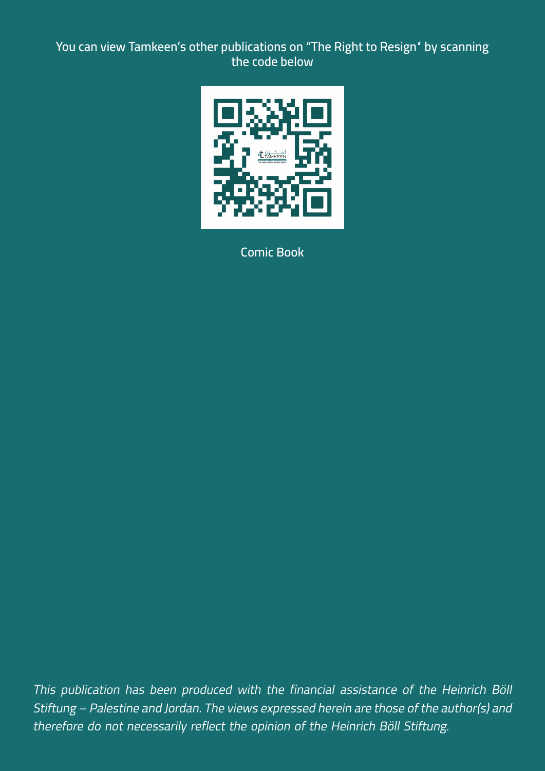You can view Tamkeen's other publications on "The Right to Resign' by scanning the code below

Comic Book

*This publication has been produced with the financial assistance of the Heinrich Böll Stiftung – Palestine and Jordan. The views expressed herein are those of the author(s) and therefore do not necessarily reflect the opinion of the Heinrich Böll Stiftung.*